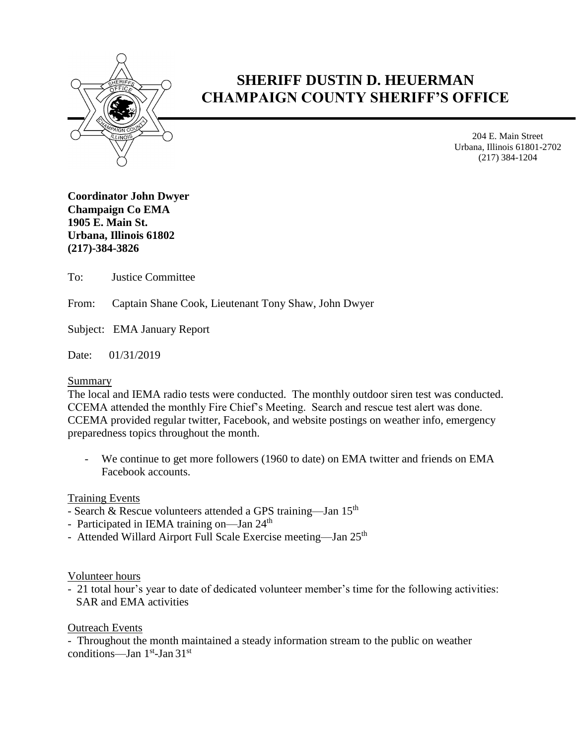# SHERIFF DUSTIN D. HEUERMAN
# CHAMPAIGN COUNTY SHERIFF'S OFFICE

204 E. Main Street
Urbana, Illinois 61801-2702
(217) 384-1204

**Coordinator John Dwyer**
**Champaign Co EMA**
**1905 E. Main St.**
**Urbana, Illinois 61802**
**(217)-384-3826**

To: Justice Committee

From: Captain Shane Cook, Lieutenant Tony Shaw, John Dwyer

Subject: EMA January Report

Date: 01/31/2019

Summary

The local and IEMA radio tests were conducted. The monthly outdoor siren test was conducted. CCEMA attended the monthly Fire Chief's Meeting. Search and rescue test alert was done. CCEMA provided regular twitter, Facebook, and website postings on weather info, emergency preparedness topics throughout the month.

- We continue to get more followers (1960 to date) on EMA twitter and friends on EMA Facebook accounts.

Training Events

- Search & Rescue volunteers attended a GPS training—Jan 15th
- Participated in IEMA training on—Jan 24th
- Attended Willard Airport Full Scale Exercise meeting—Jan 25th

Volunteer hours

- 21 total hour's year to date of dedicated volunteer member's time for the following activities: SAR and EMA activities

Outreach Events

- Throughout the month maintained a steady information stream to the public on weather conditions—Jan 1st-Jan 31st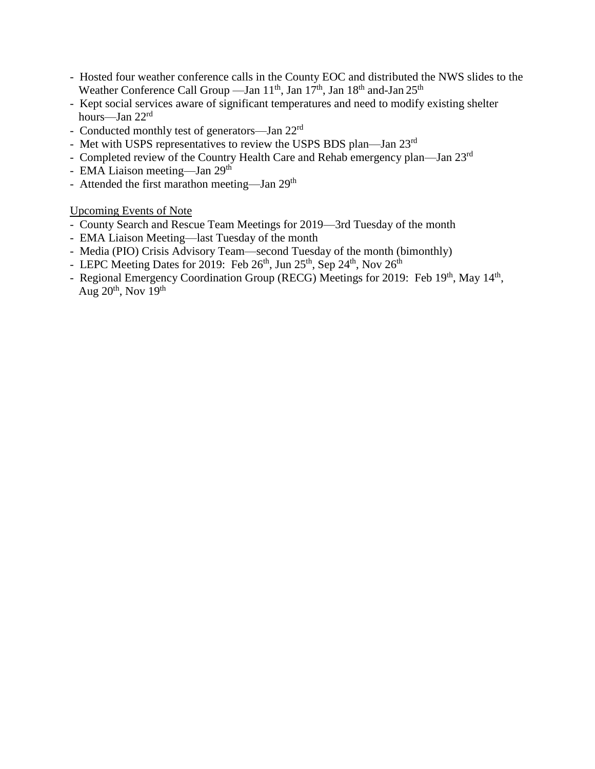- Hosted four weather conference calls in the County EOC and distributed the NWS slides to the Weather Conference Call Group —Jan 11th, Jan 17th, Jan 18th and-Jan 25th
- Kept social services aware of significant temperatures and need to modify existing shelter hours—Jan 22rd
- Conducted monthly test of generators—Jan 22rd
- Met with USPS representatives to review the USPS BDS plan—Jan 23rd
- Completed review of the Country Health Care and Rehab emergency plan—Jan 23rd
- EMA Liaison meeting—Jan 29th
- Attended the first marathon meeting—Jan 29th

<u>Upcoming Events of Note</u>

- County Search and Rescue Team Meetings for 2019—3rd Tuesday of the month
- EMA Liaison Meeting—last Tuesday of the month
- Media (PIO) Crisis Advisory Team—second Tuesday of the month (bimonthly)
- LEPC Meeting Dates for 2019: Feb 26th, Jun 25th, Sep 24th, Nov 26th
- Regional Emergency Coordination Group (RECG) Meetings for 2019: Feb 19th, May 14th, Aug 20th, Nov 19th